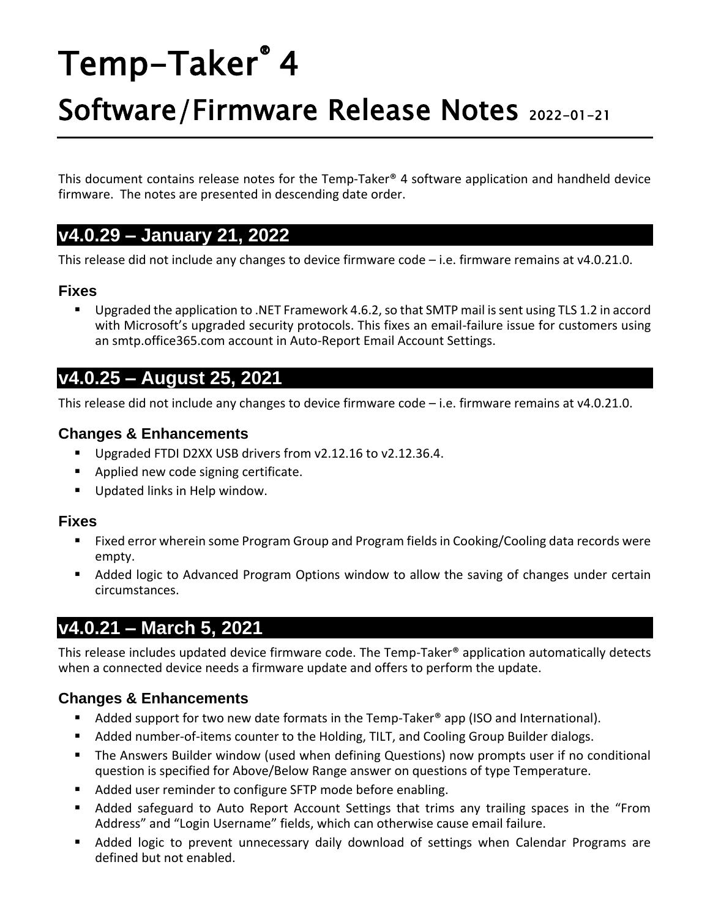# Temp-Taker® 4

# Software/Firmware Release Notes 2022-01-21

This document contains release notes for the Temp-Taker® 4 software application and handheld device firmware. The notes are presented in descending date order.

## v4.0.29 – January 21, 2022

This release did not include any changes to device firmware code – i.e. firmware remains at v4.0.21.0.

### Fixes

- Upgraded the application to .NET Framework 4.6.2, so that SMTP mail is sent using TLS 1.2 in accord with Microsoft's upgraded security protocols. This fixes an email-failure issue for customers using an smtp.office365.com account in Auto-Report Email Account Settings.

## v4.0.25 – August 25, 2021

This release did not include any changes to device firmware code – i.e. firmware remains at v4.0.21.0.

### Changes & Enhancements

- Upgraded FTDI D2XX USB drivers from v2.12.16 to v2.12.36.4.
- Applied new code signing certificate.
- Updated links in Help window.

### Fixes

- Fixed error wherein some Program Group and Program fields in Cooking/Cooling data records were empty.
- Added logic to Advanced Program Options window to allow the saving of changes under certain circumstances.

## v4.0.21 – March 5, 2021

This release includes updated device firmware code. The Temp-Taker® application automatically detects when a connected device needs a firmware update and offers to perform the update.

### Changes & Enhancements

- Added support for two new date formats in the Temp-Taker® app (ISO and International).
- Added number-of-items counter to the Holding, TILT, and Cooling Group Builder dialogs.
- The Answers Builder window (used when defining Questions) now prompts user if no conditional question is specified for Above/Below Range answer on questions of type Temperature.
- Added user reminder to configure SFTP mode before enabling.
- Added safeguard to Auto Report Account Settings that trims any trailing spaces in the "From Address" and "Login Username" fields, which can otherwise cause email failure.
- Added logic to prevent unnecessary daily download of settings when Calendar Programs are defined but not enabled.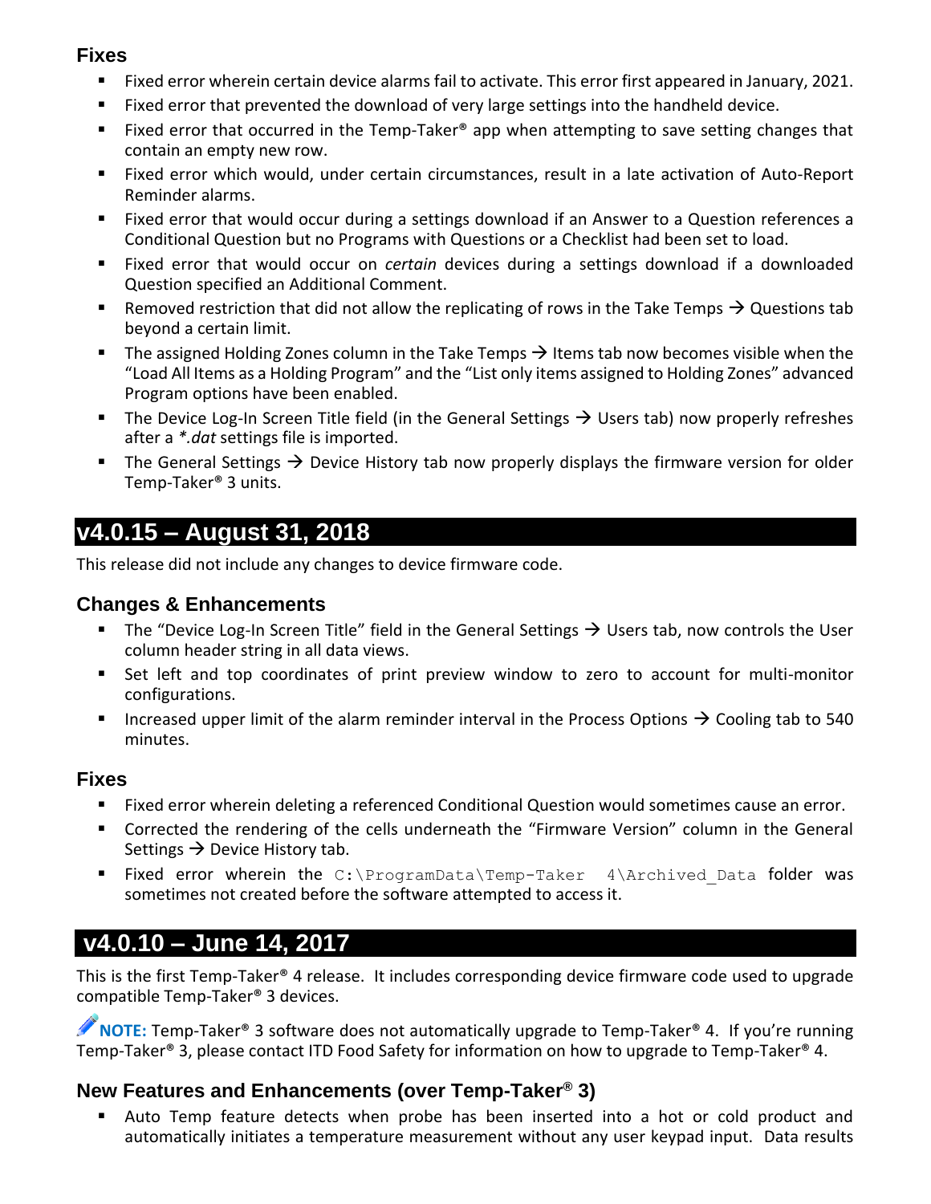### Fixes

- Fixed error wherein certain device alarms fail to activate. This error first appeared in January, 2021.
- Fixed error that prevented the download of very large settings into the handheld device.
- Fixed error that occurred in the Temp-Taker® app when attempting to save setting changes that contain an empty new row.
- Fixed error which would, under certain circumstances, result in a late activation of Auto-Report Reminder alarms.
- Fixed error that would occur during a settings download if an Answer to a Question references a Conditional Question but no Programs with Questions or a Checklist had been set to load.
- Fixed error that would occur on *certain* devices during a settings download if a downloaded Question specified an Additional Comment.
- Removed restriction that did not allow the replicating of rows in the Take Temps → Questions tab beyond a certain limit.
- The assigned Holding Zones column in the Take Temps → Items tab now becomes visible when the “Load All Items as a Holding Program” and the “List only items assigned to Holding Zones” advanced Program options have been enabled.
- The Device Log-In Screen Title field (in the General Settings → Users tab) now properly refreshes after a *\*.dat* settings file is imported.
- The General Settings → Device History tab now properly displays the firmware version for older Temp-Taker® 3 units.

## v4.0.15 – August 31, 2018

This release did not include any changes to device firmware code.

### Changes & Enhancements

- The “Device Log-In Screen Title” field in the General Settings → Users tab, now controls the User column header string in all data views.
- Set left and top coordinates of print preview window to zero to account for multi-monitor configurations.
- Increased upper limit of the alarm reminder interval in the Process Options → Cooling tab to 540 minutes.

### Fixes

- Fixed error wherein deleting a referenced Conditional Question would sometimes cause an error.
- Corrected the rendering of the cells underneath the “Firmware Version” column in the General Settings → Device History tab.
- Fixed error wherein the `C:\ProgramData\Temp-Taker 4\Archived_Data` folder was sometimes not created before the software attempted to access it.

## v4.0.10 – June 14, 2017

This is the first Temp-Taker® 4 release. It includes corresponding device firmware code used to upgrade compatible Temp-Taker® 3 devices.

**NOTE:** Temp-Taker® 3 software does not automatically upgrade to Temp-Taker® 4. If you’re running Temp-Taker® 3, please contact ITD Food Safety for information on how to upgrade to Temp-Taker® 4.

### New Features and Enhancements (over Temp-Taker® 3)

- Auto Temp feature detects when probe has been inserted into a hot or cold product and automatically initiates a temperature measurement without any user keypad input. Data results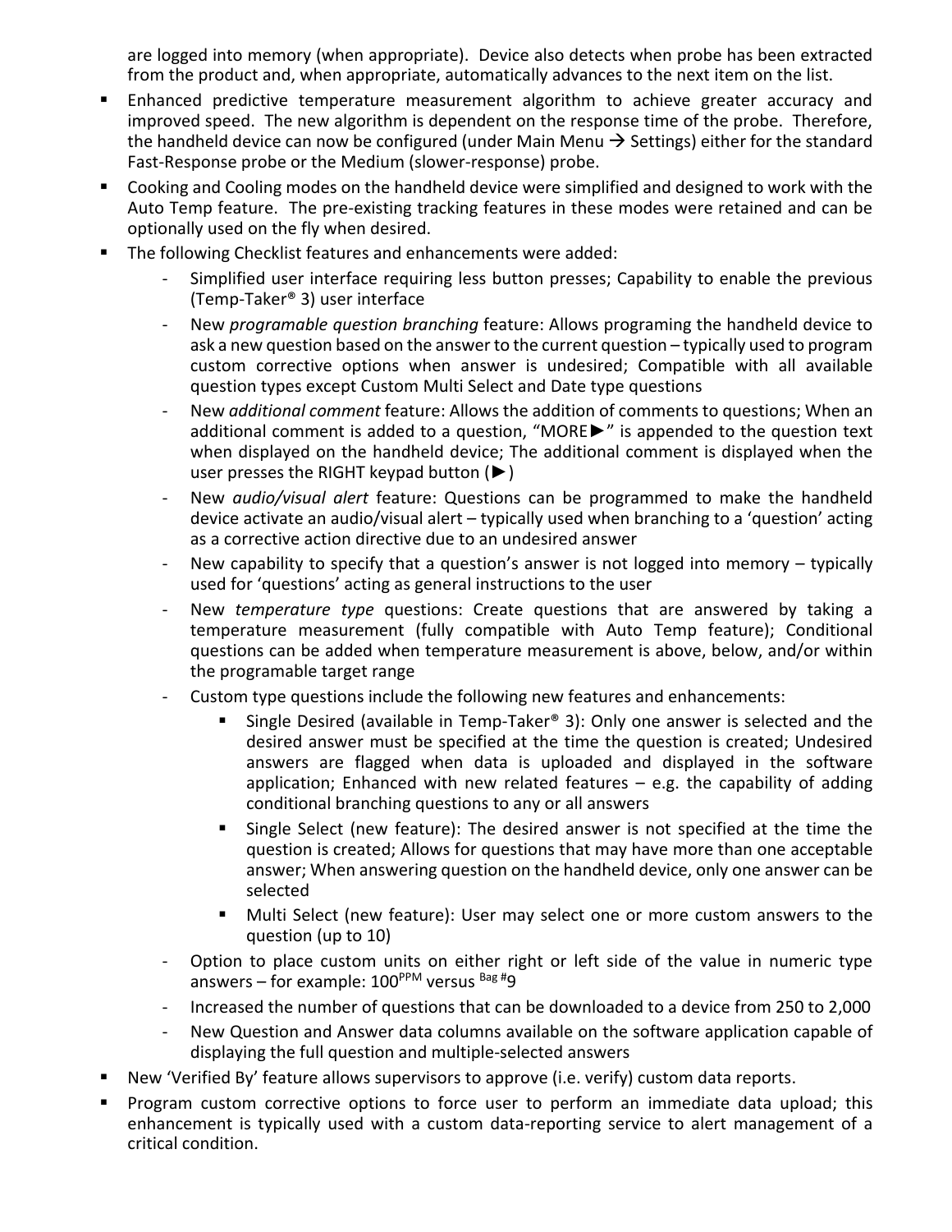are logged into memory (when appropriate). Device also detects when probe has been extracted from the product and, when appropriate, automatically advances to the next item on the list.

- Enhanced predictive temperature measurement algorithm to achieve greater accuracy and improved speed. The new algorithm is dependent on the response time of the probe. Therefore, the handheld device can now be configured (under Main Menu → Settings) either for the standard Fast-Response probe or the Medium (slower-response) probe.
- Cooking and Cooling modes on the handheld device were simplified and designed to work with the Auto Temp feature. The pre-existing tracking features in these modes were retained and can be optionally used on the fly when desired.
- The following Checklist features and enhancements were added:
  - Simplified user interface requiring less button presses; Capability to enable the previous (Temp-Taker® 3) user interface
  - New *programable question branching* feature: Allows programing the handheld device to ask a new question based on the answer to the current question – typically used to program custom corrective options when answer is undesired; Compatible with all available question types except Custom Multi Select and Date type questions
  - New *additional comment* feature: Allows the addition of comments to questions; When an additional comment is added to a question, "MORE►" is appended to the question text when displayed on the handheld device; The additional comment is displayed when the user presses the RIGHT keypad button (►)
  - New *audio/visual alert* feature: Questions can be programmed to make the handheld device activate an audio/visual alert – typically used when branching to a 'question' acting as a corrective action directive due to an undesired answer
  - New capability to specify that a question's answer is not logged into memory – typically used for 'questions' acting as general instructions to the user
  - New *temperature type* questions: Create questions that are answered by taking a temperature measurement (fully compatible with Auto Temp feature); Conditional questions can be added when temperature measurement is above, below, and/or within the programable target range
  - Custom type questions include the following new features and enhancements:
    - Single Desired (available in Temp-Taker® 3): Only one answer is selected and the desired answer must be specified at the time the question is created; Undesired answers are flagged when data is uploaded and displayed in the software application; Enhanced with new related features – e.g. the capability of adding conditional branching questions to any or all answers
    - Single Select (new feature): The desired answer is not specified at the time the question is created; Allows for questions that may have more than one acceptable answer; When answering question on the handheld device, only one answer can be selected
    - Multi Select (new feature): User may select one or more custom answers to the question (up to 10)
  - Option to place custom units on either right or left side of the value in numeric type answers – for example: $100^{\text{PPM}}$ versus $^{\text{Bag \#}}9$
  - Increased the number of questions that can be downloaded to a device from 250 to 2,000
  - New Question and Answer data columns available on the software application capable of displaying the full question and multiple-selected answers
- New 'Verified By' feature allows supervisors to approve (i.e. verify) custom data reports.
- Program custom corrective options to force user to perform an immediate data upload; this enhancement is typically used with a custom data-reporting service to alert management of a critical condition.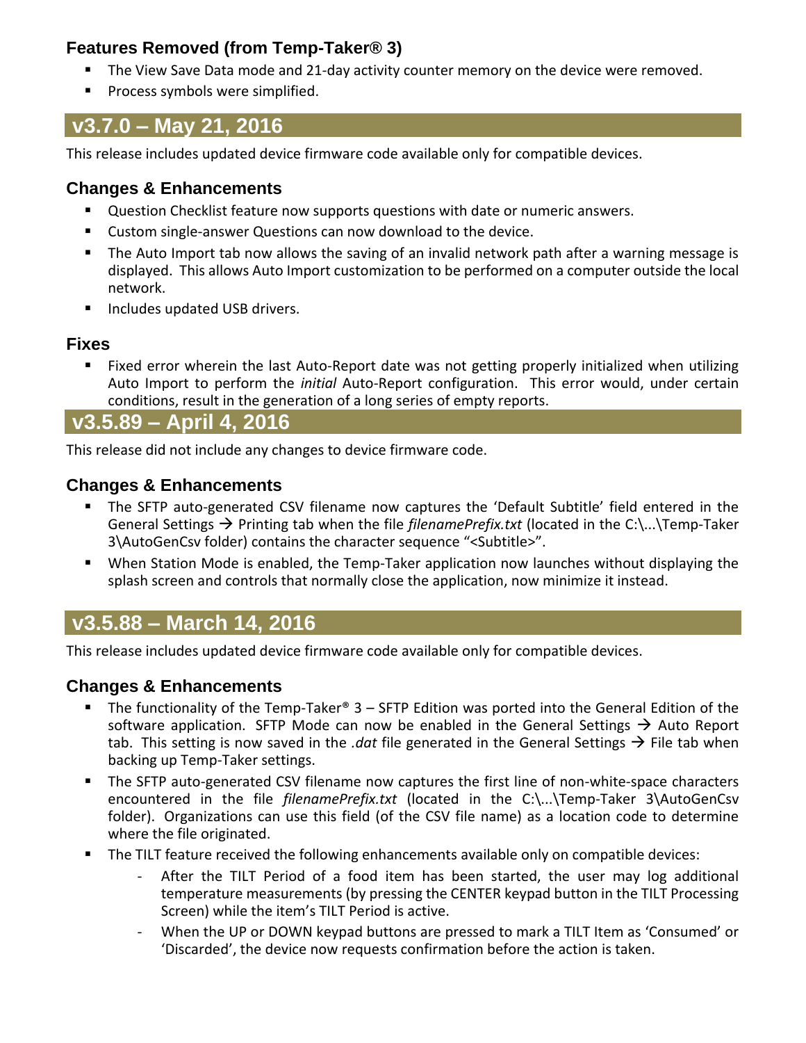### Features Removed (from Temp-Taker® 3)

- The View Save Data mode and 21-day activity counter memory on the device were removed.
- Process symbols were simplified.

## v3.7.0 – May 21, 2016

This release includes updated device firmware code available only for compatible devices.

### Changes & Enhancements

- Question Checklist feature now supports questions with date or numeric answers.
- Custom single-answer Questions can now download to the device.
- The Auto Import tab now allows the saving of an invalid network path after a warning message is displayed. This allows Auto Import customization to be performed on a computer outside the local network.
- Includes updated USB drivers.

### Fixes

- Fixed error wherein the last Auto-Report date was not getting properly initialized when utilizing Auto Import to perform the *initial* Auto-Report configuration. This error would, under certain conditions, result in the generation of a long series of empty reports.

## v3.5.89 – April 4, 2016

This release did not include any changes to device firmware code.

### Changes & Enhancements

- The SFTP auto-generated CSV filename now captures the 'Default Subtitle' field entered in the General Settings → Printing tab when the file *filenamePrefix.txt* (located in the C:\...\Temp-Taker 3\AutoGenCsv folder) contains the character sequence "<Subtitle>".
- When Station Mode is enabled, the Temp-Taker application now launches without displaying the splash screen and controls that normally close the application, now minimize it instead.

## v3.5.88 – March 14, 2016

This release includes updated device firmware code available only for compatible devices.

### Changes & Enhancements

- The functionality of the Temp-Taker® 3 – SFTP Edition was ported into the General Edition of the software application. SFTP Mode can now be enabled in the General Settings → Auto Report tab. This setting is now saved in the *.dat* file generated in the General Settings → File tab when backing up Temp-Taker settings.
- The SFTP auto-generated CSV filename now captures the first line of non-white-space characters encountered in the file *filenamePrefix.txt* (located in the C:\...\Temp-Taker 3\AutoGenCsv folder). Organizations can use this field (of the CSV file name) as a location code to determine where the file originated.
- The TILT feature received the following enhancements available only on compatible devices:
  - After the TILT Period of a food item has been started, the user may log additional temperature measurements (by pressing the CENTER keypad button in the TILT Processing Screen) while the item's TILT Period is active.
  - When the UP or DOWN keypad buttons are pressed to mark a TILT Item as 'Consumed' or 'Discarded', the device now requests confirmation before the action is taken.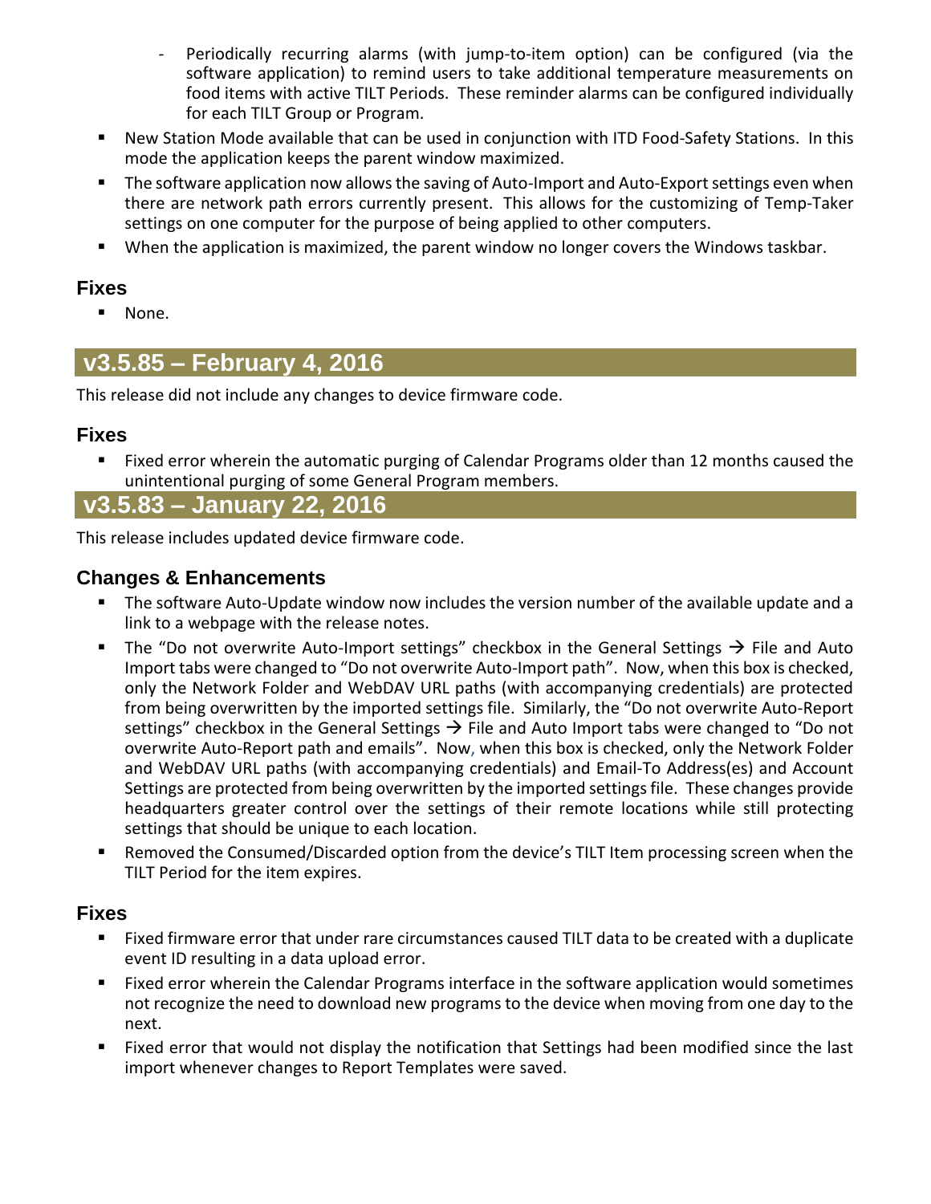- Periodically recurring alarms (with jump-to-item option) can be configured (via the software application) to remind users to take additional temperature measurements on food items with active TILT Periods. These reminder alarms can be configured individually for each TILT Group or Program.
- New Station Mode available that can be used in conjunction with ITD Food-Safety Stations. In this mode the application keeps the parent window maximized.
- The software application now allows the saving of Auto-Import and Auto-Export settings even when there are network path errors currently present. This allows for the customizing of Temp-Taker settings on one computer for the purpose of being applied to other computers.
- When the application is maximized, the parent window no longer covers the Windows taskbar.

### Fixes

- None.

## v3.5.85 – February 4, 2016

This release did not include any changes to device firmware code.

### Fixes

- Fixed error wherein the automatic purging of Calendar Programs older than 12 months caused the unintentional purging of some General Program members.

## v3.5.83 – January 22, 2016

This release includes updated device firmware code.

### Changes & Enhancements

- The software Auto-Update window now includes the version number of the available update and a link to a webpage with the release notes.
- The "Do not overwrite Auto-Import settings" checkbox in the General Settings → File and Auto Import tabs were changed to "Do not overwrite Auto-Import path". Now, when this box is checked, only the Network Folder and WebDAV URL paths (with accompanying credentials) are protected from being overwritten by the imported settings file. Similarly, the "Do not overwrite Auto-Report settings" checkbox in the General Settings → File and Auto Import tabs were changed to "Do not overwrite Auto-Report path and emails". Now, when this box is checked, only the Network Folder and WebDAV URL paths (with accompanying credentials) and Email-To Address(es) and Account Settings are protected from being overwritten by the imported settings file. These changes provide headquarters greater control over the settings of their remote locations while still protecting settings that should be unique to each location.
- Removed the Consumed/Discarded option from the device's TILT Item processing screen when the TILT Period for the item expires.

### Fixes

- Fixed firmware error that under rare circumstances caused TILT data to be created with a duplicate event ID resulting in a data upload error.
- Fixed error wherein the Calendar Programs interface in the software application would sometimes not recognize the need to download new programs to the device when moving from one day to the next.
- Fixed error that would not display the notification that Settings had been modified since the last import whenever changes to Report Templates were saved.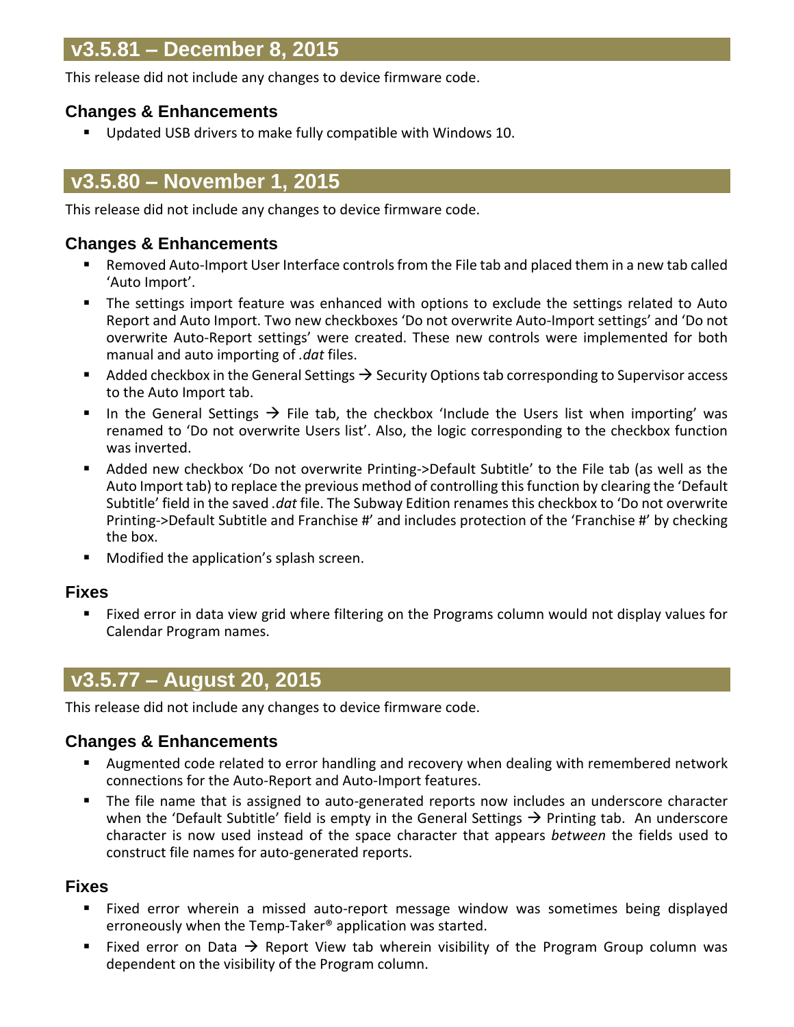## v3.5.81 – December 8, 2015

This release did not include any changes to device firmware code.

### Changes & Enhancements

- Updated USB drivers to make fully compatible with Windows 10.

## v3.5.80 – November 1, 2015

This release did not include any changes to device firmware code.

### Changes & Enhancements

- Removed Auto-Import User Interface controls from the File tab and placed them in a new tab called 'Auto Import'.
- The settings import feature was enhanced with options to exclude the settings related to Auto Report and Auto Import. Two new checkboxes 'Do not overwrite Auto-Import settings' and 'Do not overwrite Auto-Report settings' were created. These new controls were implemented for both manual and auto importing of *.dat* files.
- Added checkbox in the General Settings → Security Options tab corresponding to Supervisor access to the Auto Import tab.
- In the General Settings → File tab, the checkbox 'Include the Users list when importing' was renamed to 'Do not overwrite Users list'. Also, the logic corresponding to the checkbox function was inverted.
- Added new checkbox 'Do not overwrite Printing->Default Subtitle' to the File tab (as well as the Auto Import tab) to replace the previous method of controlling this function by clearing the 'Default Subtitle' field in the saved *.dat* file. The Subway Edition renames this checkbox to 'Do not overwrite Printing->Default Subtitle and Franchise #' and includes protection of the 'Franchise #' by checking the box.
- Modified the application's splash screen.

### Fixes

- Fixed error in data view grid where filtering on the Programs column would not display values for Calendar Program names.

## v3.5.77 – August 20, 2015

This release did not include any changes to device firmware code.

### Changes & Enhancements

- Augmented code related to error handling and recovery when dealing with remembered network connections for the Auto-Report and Auto-Import features.
- The file name that is assigned to auto-generated reports now includes an underscore character when the 'Default Subtitle' field is empty in the General Settings → Printing tab. An underscore character is now used instead of the space character that appears *between* the fields used to construct file names for auto-generated reports.

### Fixes

- Fixed error wherein a missed auto-report message window was sometimes being displayed erroneously when the Temp-Taker® application was started.
- Fixed error on Data → Report View tab wherein visibility of the Program Group column was dependent on the visibility of the Program column.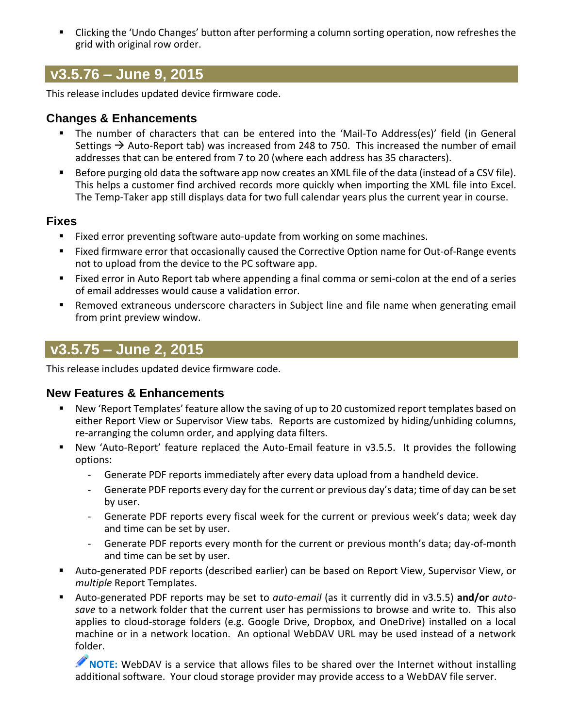- Clicking the 'Undo Changes' button after performing a column sorting operation, now refreshes the grid with original row order.

## v3.5.76 – June 9, 2015

This release includes updated device firmware code.

### Changes & Enhancements

- The number of characters that can be entered into the 'Mail-To Address(es)' field (in General Settings → Auto-Report tab) was increased from 248 to 750. This increased the number of email addresses that can be entered from 7 to 20 (where each address has 35 characters).
- Before purging old data the software app now creates an XML file of the data (instead of a CSV file). This helps a customer find archived records more quickly when importing the XML file into Excel. The Temp-Taker app still displays data for two full calendar years plus the current year in course.

### Fixes

- Fixed error preventing software auto-update from working on some machines.
- Fixed firmware error that occasionally caused the Corrective Option name for Out-of-Range events not to upload from the device to the PC software app.
- Fixed error in Auto Report tab where appending a final comma or semi-colon at the end of a series of email addresses would cause a validation error.
- Removed extraneous underscore characters in Subject line and file name when generating email from print preview window.

## v3.5.75 – June 2, 2015

This release includes updated device firmware code.

### New Features & Enhancements

- New 'Report Templates' feature allow the saving of up to 20 customized report templates based on either Report View or Supervisor View tabs. Reports are customized by hiding/unhiding columns, re-arranging the column order, and applying data filters.
- New 'Auto-Report' feature replaced the Auto-Email feature in v3.5.5. It provides the following options:
  - Generate PDF reports immediately after every data upload from a handheld device.
  - Generate PDF reports every day for the current or previous day's data; time of day can be set by user.
  - Generate PDF reports every fiscal week for the current or previous week's data; week day and time can be set by user.
  - Generate PDF reports every month for the current or previous month's data; day-of-month and time can be set by user.
- Auto-generated PDF reports (described earlier) can be based on Report View, Supervisor View, or *multiple* Report Templates.
- Auto-generated PDF reports may be set to *auto-email* (as it currently did in v3.5.5) **and/or** *auto-save* to a network folder that the current user has permissions to browse and write to. This also applies to cloud-storage folders (e.g. Google Drive, Dropbox, and OneDrive) installed on a local machine or in a network location. An optional WebDAV URL may be used instead of a network folder.

  **NOTE:** WebDAV is a service that allows files to be shared over the Internet without installing additional software. Your cloud storage provider may provide access to a WebDAV file server.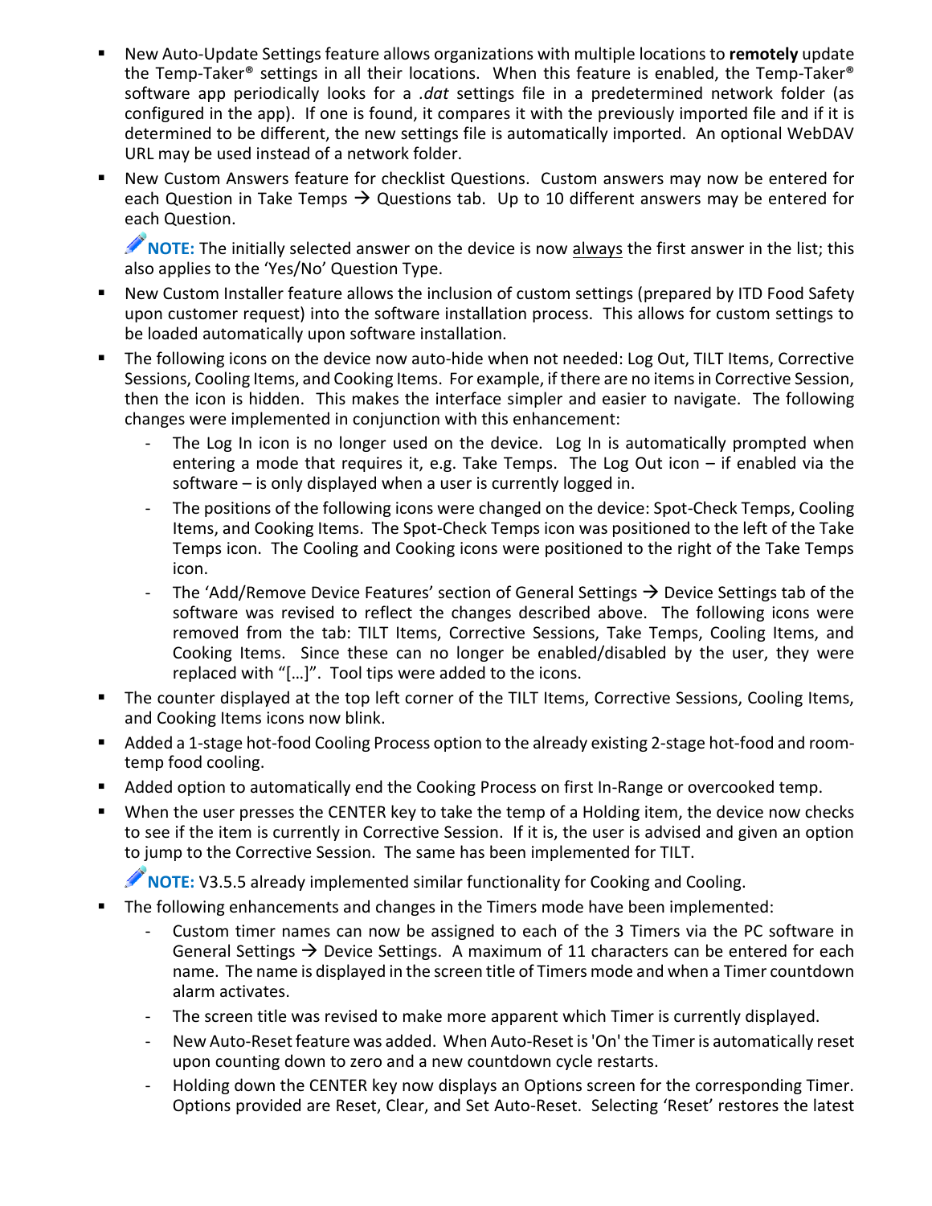- New Auto-Update Settings feature allows organizations with multiple locations to **remotely** update the Temp-Taker® settings in all their locations. When this feature is enabled, the Temp-Taker® software app periodically looks for a *.dat* settings file in a predetermined network folder (as configured in the app). If one is found, it compares it with the previously imported file and if it is determined to be different, the new settings file is automatically imported. An optional WebDAV URL may be used instead of a network folder.
- New Custom Answers feature for checklist Questions. Custom answers may now be entered for each Question in Take Temps → Questions tab. Up to 10 different answers may be entered for each Question.

  **NOTE:** The initially selected answer on the device is now <u>always</u> the first answer in the list; this also applies to the 'Yes/No' Question Type.
- New Custom Installer feature allows the inclusion of custom settings (prepared by ITD Food Safety upon customer request) into the software installation process. This allows for custom settings to be loaded automatically upon software installation.
- The following icons on the device now auto-hide when not needed: Log Out, TILT Items, Corrective Sessions, Cooling Items, and Cooking Items. For example, if there are no items in Corrective Session, then the icon is hidden. This makes the interface simpler and easier to navigate. The following changes were implemented in conjunction with this enhancement:
  - The Log In icon is no longer used on the device. Log In is automatically prompted when entering a mode that requires it, e.g. Take Temps. The Log Out icon – if enabled via the software – is only displayed when a user is currently logged in.
  - The positions of the following icons were changed on the device: Spot-Check Temps, Cooling Items, and Cooking Items. The Spot-Check Temps icon was positioned to the left of the Take Temps icon. The Cooling and Cooking icons were positioned to the right of the Take Temps icon.
  - The 'Add/Remove Device Features' section of General Settings → Device Settings tab of the software was revised to reflect the changes described above. The following icons were removed from the tab: TILT Items, Corrective Sessions, Take Temps, Cooling Items, and Cooking Items. Since these can no longer be enabled/disabled by the user, they were replaced with "[…]". Tool tips were added to the icons.
- The counter displayed at the top left corner of the TILT Items, Corrective Sessions, Cooling Items, and Cooking Items icons now blink.
- Added a 1-stage hot-food Cooling Process option to the already existing 2-stage hot-food and room-temp food cooling.
- Added option to automatically end the Cooking Process on first In-Range or overcooked temp.
- When the user presses the CENTER key to take the temp of a Holding item, the device now checks to see if the item is currently in Corrective Session. If it is, the user is advised and given an option to jump to the Corrective Session. The same has been implemented for TILT.

  **NOTE:** V3.5.5 already implemented similar functionality for Cooking and Cooling.
- The following enhancements and changes in the Timers mode have been implemented:
  - Custom timer names can now be assigned to each of the 3 Timers via the PC software in General Settings → Device Settings. A maximum of 11 characters can be entered for each name. The name is displayed in the screen title of Timers mode and when a Timer countdown alarm activates.
  - The screen title was revised to make more apparent which Timer is currently displayed.
  - New Auto-Reset feature was added. When Auto-Reset is 'On' the Timer is automatically reset upon counting down to zero and a new countdown cycle restarts.
  - Holding down the CENTER key now displays an Options screen for the corresponding Timer. Options provided are Reset, Clear, and Set Auto-Reset. Selecting 'Reset' restores the latest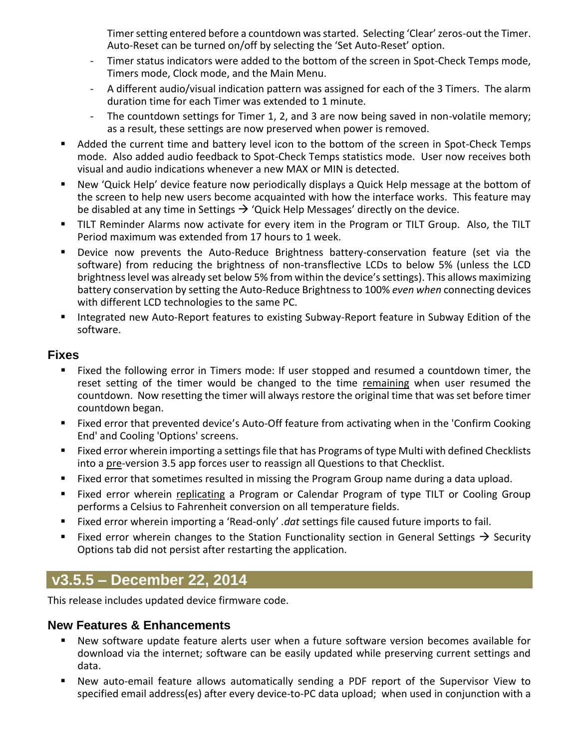Timer setting entered before a countdown was started. Selecting 'Clear' zeros-out the Timer. Auto-Reset can be turned on/off by selecting the 'Set Auto-Reset' option.

- Timer status indicators were added to the bottom of the screen in Spot-Check Temps mode, Timers mode, Clock mode, and the Main Menu.
- A different audio/visual indication pattern was assigned for each of the 3 Timers. The alarm duration time for each Timer was extended to 1 minute.
- The countdown settings for Timer 1, 2, and 3 are now being saved in non-volatile memory; as a result, these settings are now preserved when power is removed.

- Added the current time and battery level icon to the bottom of the screen in Spot-Check Temps mode. Also added audio feedback to Spot-Check Temps statistics mode. User now receives both visual and audio indications whenever a new MAX or MIN is detected.
- New 'Quick Help' device feature now periodically displays a Quick Help message at the bottom of the screen to help new users become acquainted with how the interface works. This feature may be disabled at any time in Settings → 'Quick Help Messages' directly on the device.
- TILT Reminder Alarms now activate for every item in the Program or TILT Group. Also, the TILT Period maximum was extended from 17 hours to 1 week.
- Device now prevents the Auto-Reduce Brightness battery-conservation feature (set via the software) from reducing the brightness of non-transflective LCDs to below 5% (unless the LCD brightness level was already set below 5% from within the device's settings). This allows maximizing battery conservation by setting the Auto-Reduce Brightness to 100% *even when* connecting devices with different LCD technologies to the same PC.
- Integrated new Auto-Report features to existing Subway-Report feature in Subway Edition of the software.

### Fixes

- Fixed the following error in Timers mode: If user stopped and resumed a countdown timer, the reset setting of the timer would be changed to the time remaining when user resumed the countdown. Now resetting the timer will always restore the original time that was set before timer countdown began.
- Fixed error that prevented device's Auto-Off feature from activating when in the 'Confirm Cooking End' and Cooling 'Options' screens.
- Fixed error wherein importing a settings file that has Programs of type Multi with defined Checklists into a pre-version 3.5 app forces user to reassign all Questions to that Checklist.
- Fixed error that sometimes resulted in missing the Program Group name during a data upload.
- Fixed error wherein replicating a Program or Calendar Program of type TILT or Cooling Group performs a Celsius to Fahrenheit conversion on all temperature fields.
- Fixed error wherein importing a 'Read-only' *.dat* settings file caused future imports to fail.
- Fixed error wherein changes to the Station Functionality section in General Settings → Security Options tab did not persist after restarting the application.

## v3.5.5 – December 22, 2014

This release includes updated device firmware code.

### New Features & Enhancements

- New software update feature alerts user when a future software version becomes available for download via the internet; software can be easily updated while preserving current settings and data.
- New auto-email feature allows automatically sending a PDF report of the Supervisor View to specified email address(es) after every device-to-PC data upload; when used in conjunction with a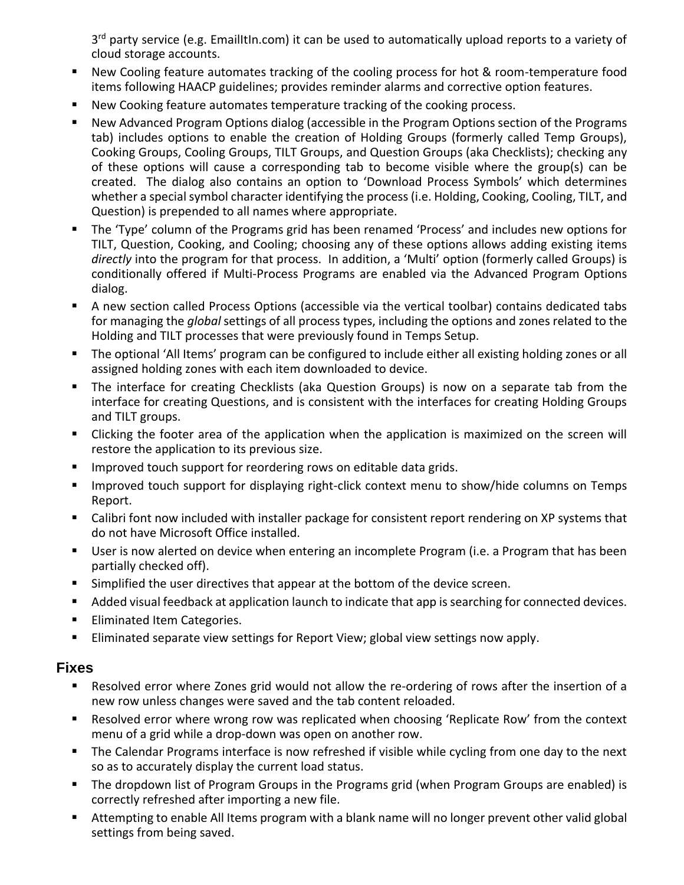3rd party service (e.g. EmailItIn.com) it can be used to automatically upload reports to a variety of cloud storage accounts.

- New Cooling feature automates tracking of the cooling process for hot & room-temperature food items following HAACP guidelines; provides reminder alarms and corrective option features.
- New Cooking feature automates temperature tracking of the cooking process.
- New Advanced Program Options dialog (accessible in the Program Options section of the Programs tab) includes options to enable the creation of Holding Groups (formerly called Temp Groups), Cooking Groups, Cooling Groups, TILT Groups, and Question Groups (aka Checklists); checking any of these options will cause a corresponding tab to become visible where the group(s) can be created. The dialog also contains an option to 'Download Process Symbols' which determines whether a special symbol character identifying the process (i.e. Holding, Cooking, Cooling, TILT, and Question) is prepended to all names where appropriate.
- The 'Type' column of the Programs grid has been renamed 'Process' and includes new options for TILT, Question, Cooking, and Cooling; choosing any of these options allows adding existing items *directly* into the program for that process. In addition, a 'Multi' option (formerly called Groups) is conditionally offered if Multi-Process Programs are enabled via the Advanced Program Options dialog.
- A new section called Process Options (accessible via the vertical toolbar) contains dedicated tabs for managing the *global* settings of all process types, including the options and zones related to the Holding and TILT processes that were previously found in Temps Setup.
- The optional 'All Items' program can be configured to include either all existing holding zones or all assigned holding zones with each item downloaded to device.
- The interface for creating Checklists (aka Question Groups) is now on a separate tab from the interface for creating Questions, and is consistent with the interfaces for creating Holding Groups and TILT groups.
- Clicking the footer area of the application when the application is maximized on the screen will restore the application to its previous size.
- Improved touch support for reordering rows on editable data grids.
- Improved touch support for displaying right-click context menu to show/hide columns on Temps Report.
- Calibri font now included with installer package for consistent report rendering on XP systems that do not have Microsoft Office installed.
- User is now alerted on device when entering an incomplete Program (i.e. a Program that has been partially checked off).
- Simplified the user directives that appear at the bottom of the device screen.
- Added visual feedback at application launch to indicate that app is searching for connected devices.
- Eliminated Item Categories.
- Eliminated separate view settings for Report View; global view settings now apply.

## Fixes

- Resolved error where Zones grid would not allow the re-ordering of rows after the insertion of a new row unless changes were saved and the tab content reloaded.
- Resolved error where wrong row was replicated when choosing 'Replicate Row' from the context menu of a grid while a drop-down was open on another row.
- The Calendar Programs interface is now refreshed if visible while cycling from one day to the next so as to accurately display the current load status.
- The dropdown list of Program Groups in the Programs grid (when Program Groups are enabled) is correctly refreshed after importing a new file.
- Attempting to enable All Items program with a blank name will no longer prevent other valid global settings from being saved.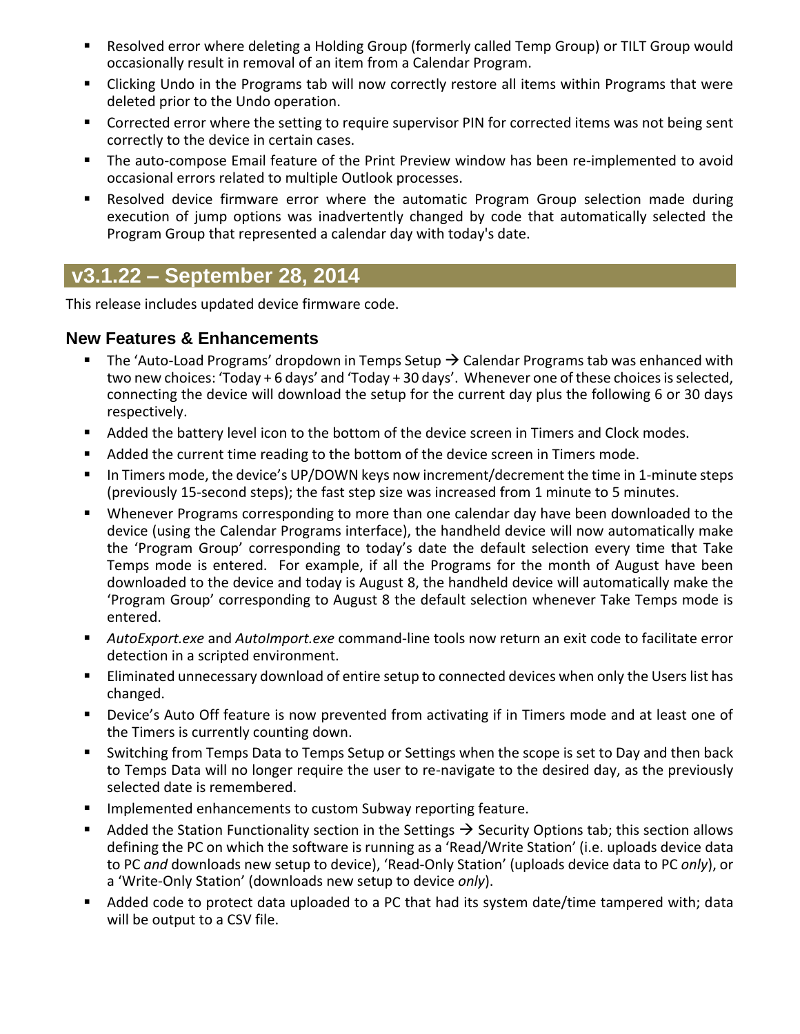- Resolved error where deleting a Holding Group (formerly called Temp Group) or TILT Group would occasionally result in removal of an item from a Calendar Program.
- Clicking Undo in the Programs tab will now correctly restore all items within Programs that were deleted prior to the Undo operation.
- Corrected error where the setting to require supervisor PIN for corrected items was not being sent correctly to the device in certain cases.
- The auto-compose Email feature of the Print Preview window has been re-implemented to avoid occasional errors related to multiple Outlook processes.
- Resolved device firmware error where the automatic Program Group selection made during execution of jump options was inadvertently changed by code that automatically selected the Program Group that represented a calendar day with today's date.

## v3.1.22 – September 28, 2014

This release includes updated device firmware code.

### New Features & Enhancements

- The 'Auto-Load Programs' dropdown in Temps Setup → Calendar Programs tab was enhanced with two new choices: 'Today + 6 days' and 'Today + 30 days'. Whenever one of these choices is selected, connecting the device will download the setup for the current day plus the following 6 or 30 days respectively.
- Added the battery level icon to the bottom of the device screen in Timers and Clock modes.
- Added the current time reading to the bottom of the device screen in Timers mode.
- In Timers mode, the device's UP/DOWN keys now increment/decrement the time in 1-minute steps (previously 15-second steps); the fast step size was increased from 1 minute to 5 minutes.
- Whenever Programs corresponding to more than one calendar day have been downloaded to the device (using the Calendar Programs interface), the handheld device will now automatically make the 'Program Group' corresponding to today's date the default selection every time that Take Temps mode is entered. For example, if all the Programs for the month of August have been downloaded to the device and today is August 8, the handheld device will automatically make the 'Program Group' corresponding to August 8 the default selection whenever Take Temps mode is entered.
- *AutoExport.exe* and *AutoImport.exe* command-line tools now return an exit code to facilitate error detection in a scripted environment.
- Eliminated unnecessary download of entire setup to connected devices when only the Users list has changed.
- Device's Auto Off feature is now prevented from activating if in Timers mode and at least one of the Timers is currently counting down.
- Switching from Temps Data to Temps Setup or Settings when the scope is set to Day and then back to Temps Data will no longer require the user to re-navigate to the desired day, as the previously selected date is remembered.
- Implemented enhancements to custom Subway reporting feature.
- Added the Station Functionality section in the Settings → Security Options tab; this section allows defining the PC on which the software is running as a 'Read/Write Station' (i.e. uploads device data to PC *and* downloads new setup to device), 'Read-Only Station' (uploads device data to PC *only*), or a 'Write-Only Station' (downloads new setup to device *only*).
- Added code to protect data uploaded to a PC that had its system date/time tampered with; data will be output to a CSV file.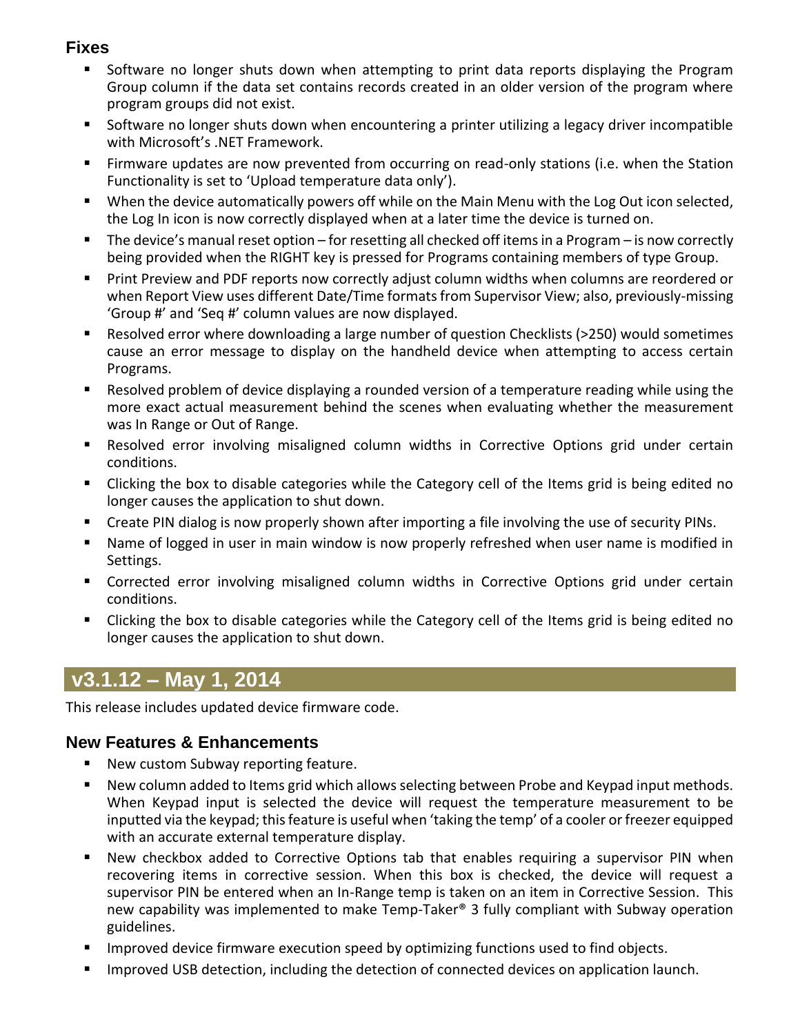### Fixes

- Software no longer shuts down when attempting to print data reports displaying the Program Group column if the data set contains records created in an older version of the program where program groups did not exist.
- Software no longer shuts down when encountering a printer utilizing a legacy driver incompatible with Microsoft's .NET Framework.
- Firmware updates are now prevented from occurring on read-only stations (i.e. when the Station Functionality is set to 'Upload temperature data only').
- When the device automatically powers off while on the Main Menu with the Log Out icon selected, the Log In icon is now correctly displayed when at a later time the device is turned on.
- The device's manual reset option – for resetting all checked off items in a Program – is now correctly being provided when the RIGHT key is pressed for Programs containing members of type Group.
- Print Preview and PDF reports now correctly adjust column widths when columns are reordered or when Report View uses different Date/Time formats from Supervisor View; also, previously-missing 'Group #' and 'Seq #' column values are now displayed.
- Resolved error where downloading a large number of question Checklists (>250) would sometimes cause an error message to display on the handheld device when attempting to access certain Programs.
- Resolved problem of device displaying a rounded version of a temperature reading while using the more exact actual measurement behind the scenes when evaluating whether the measurement was In Range or Out of Range.
- Resolved error involving misaligned column widths in Corrective Options grid under certain conditions.
- Clicking the box to disable categories while the Category cell of the Items grid is being edited no longer causes the application to shut down.
- Create PIN dialog is now properly shown after importing a file involving the use of security PINs.
- Name of logged in user in main window is now properly refreshed when user name is modified in Settings.
- Corrected error involving misaligned column widths in Corrective Options grid under certain conditions.
- Clicking the box to disable categories while the Category cell of the Items grid is being edited no longer causes the application to shut down.

## v3.1.12 – May 1, 2014

This release includes updated device firmware code.

### New Features & Enhancements

- New custom Subway reporting feature.
- New column added to Items grid which allows selecting between Probe and Keypad input methods. When Keypad input is selected the device will request the temperature measurement to be inputted via the keypad; this feature is useful when 'taking the temp' of a cooler or freezer equipped with an accurate external temperature display.
- New checkbox added to Corrective Options tab that enables requiring a supervisor PIN when recovering items in corrective session. When this box is checked, the device will request a supervisor PIN be entered when an In-Range temp is taken on an item in Corrective Session. This new capability was implemented to make Temp-Taker® 3 fully compliant with Subway operation guidelines.
- Improved device firmware execution speed by optimizing functions used to find objects.
- Improved USB detection, including the detection of connected devices on application launch.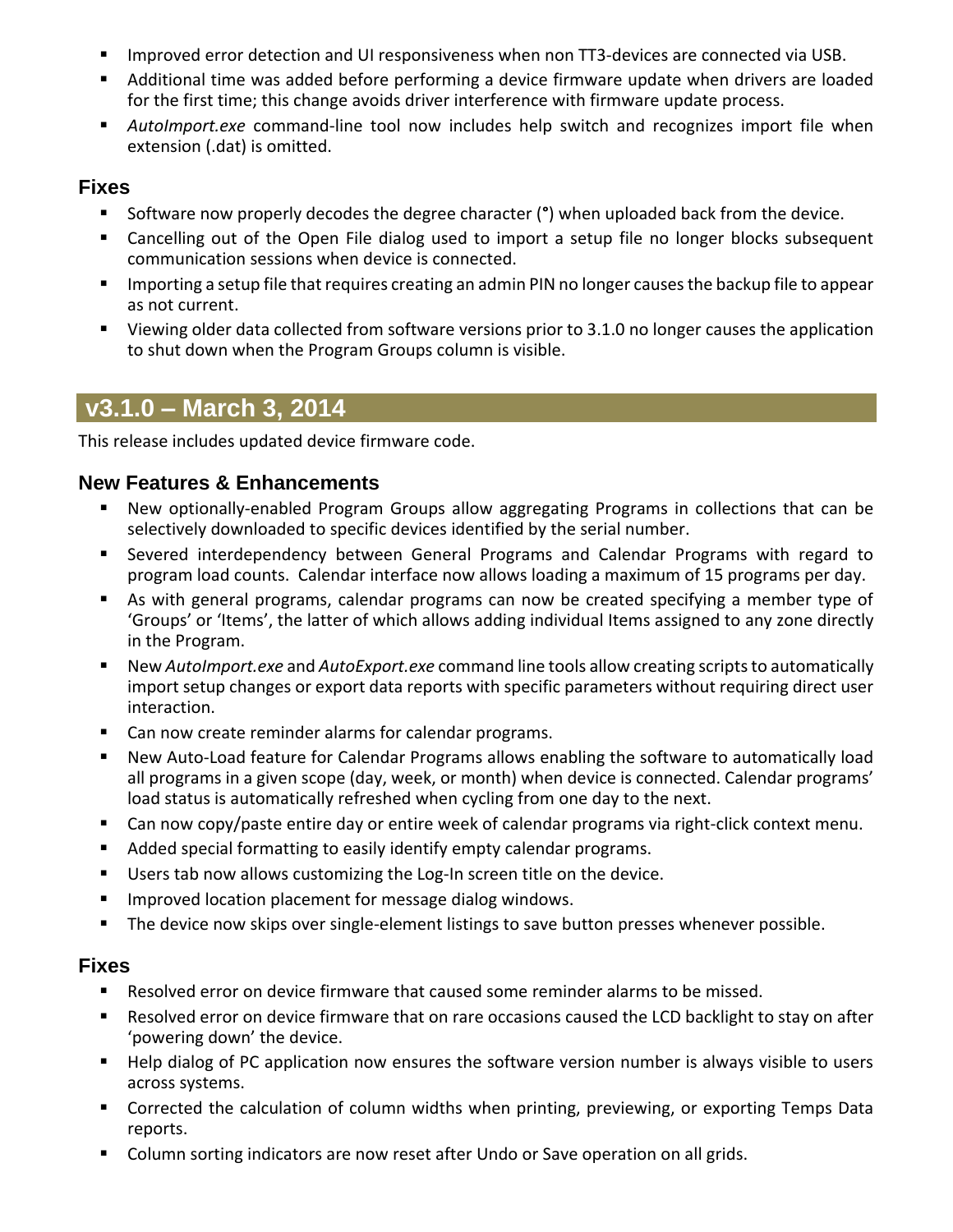- Improved error detection and UI responsiveness when non TT3-devices are connected via USB.
- Additional time was added before performing a device firmware update when drivers are loaded for the first time; this change avoids driver interference with firmware update process.
- *AutoImport.exe* command-line tool now includes help switch and recognizes import file when extension (.dat) is omitted.

### Fixes

- Software now properly decodes the degree character (°) when uploaded back from the device.
- Cancelling out of the Open File dialog used to import a setup file no longer blocks subsequent communication sessions when device is connected.
- Importing a setup file that requires creating an admin PIN no longer causes the backup file to appear as not current.
- Viewing older data collected from software versions prior to 3.1.0 no longer causes the application to shut down when the Program Groups column is visible.

## v3.1.0 – March 3, 2014

This release includes updated device firmware code.

### New Features & Enhancements

- New optionally-enabled Program Groups allow aggregating Programs in collections that can be selectively downloaded to specific devices identified by the serial number.
- Severed interdependency between General Programs and Calendar Programs with regard to program load counts. Calendar interface now allows loading a maximum of 15 programs per day.
- As with general programs, calendar programs can now be created specifying a member type of 'Groups' or 'Items', the latter of which allows adding individual Items assigned to any zone directly in the Program.
- New *AutoImport.exe* and *AutoExport.exe* command line tools allow creating scripts to automatically import setup changes or export data reports with specific parameters without requiring direct user interaction.
- Can now create reminder alarms for calendar programs.
- New Auto-Load feature for Calendar Programs allows enabling the software to automatically load all programs in a given scope (day, week, or month) when device is connected. Calendar programs' load status is automatically refreshed when cycling from one day to the next.
- Can now copy/paste entire day or entire week of calendar programs via right-click context menu.
- Added special formatting to easily identify empty calendar programs.
- Users tab now allows customizing the Log-In screen title on the device.
- Improved location placement for message dialog windows.
- The device now skips over single-element listings to save button presses whenever possible.

### Fixes

- Resolved error on device firmware that caused some reminder alarms to be missed.
- Resolved error on device firmware that on rare occasions caused the LCD backlight to stay on after 'powering down' the device.
- Help dialog of PC application now ensures the software version number is always visible to users across systems.
- Corrected the calculation of column widths when printing, previewing, or exporting Temps Data reports.
- Column sorting indicators are now reset after Undo or Save operation on all grids.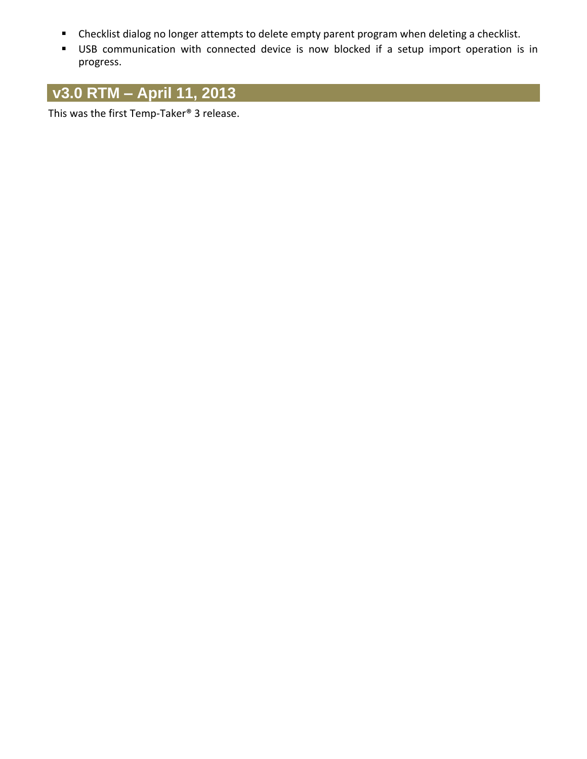- Checklist dialog no longer attempts to delete empty parent program when deleting a checklist.
- USB communication with connected device is now blocked if a setup import operation is in progress.

## v3.0 RTM – April 11, 2013

This was the first Temp-Taker® 3 release.